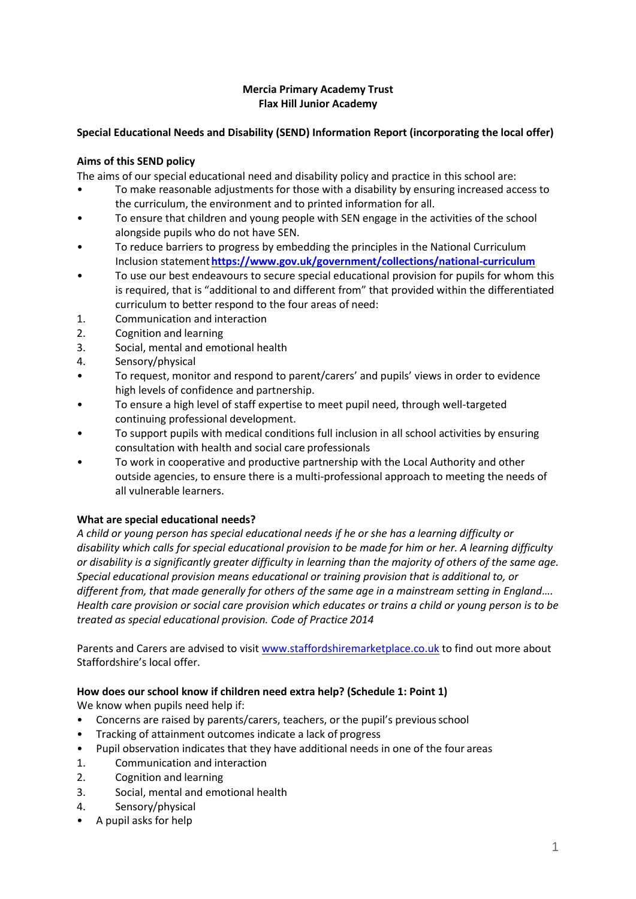**Mercia Primary Academy Trust**
**Flax Hill Junior Academy**

**Special Educational Needs and Disability (SEND) Information Report (incorporating the local offer)**

**Aims of this SEND policy**

The aims of our special educational need and disability policy and practice in this school are:

- To make reasonable adjustments for those with a disability by ensuring increased access to the curriculum, the environment and to printed information for all.
- To ensure that children and young people with SEN engage in the activities of the school alongside pupils who do not have SEN.
- To reduce barriers to progress by embedding the principles in the National Curriculum Inclusion statement **https://www.gov.uk/government/collections/national-curriculum**
- To use our best endeavours to secure special educational provision for pupils for whom this is required, that is "additional to and different from" that provided within the differentiated curriculum to better respond to the four areas of need:

1. Communication and interaction
2. Cognition and learning
3. Social, mental and emotional health
4. Sensory/physical

- To request, monitor and respond to parent/carers' and pupils' views in order to evidence high levels of confidence and partnership.
- To ensure a high level of staff expertise to meet pupil need, through well-targeted continuing professional development.
- To support pupils with medical conditions full inclusion in all school activities by ensuring consultation with health and social care professionals
- To work in cooperative and productive partnership with the Local Authority and other outside agencies, to ensure there is a multi-professional approach to meeting the needs of all vulnerable learners.

**What are special educational needs?**

*A child or young person has special educational needs if he or she has a learning difficulty or disability which calls for special educational provision to be made for him or her. A learning difficulty or disability is a significantly greater difficulty in learning than the majority of others of the same age. Special educational provision means educational or training provision that is additional to, or different from, that made generally for others of the same age in a mainstream setting in England…. Health care provision or social care provision which educates or trains a child or young person is to be treated as special educational provision. Code of Practice 2014*

Parents and Carers are advised to visit www.staffordshiremarketplace.co.uk to find out more about Staffordshire's local offer.

**How does our school know if children need extra help? (Schedule 1: Point 1)**

We know when pupils need help if:

- Concerns are raised by parents/carers, teachers, or the pupil's previous school
- Tracking of attainment outcomes indicate a lack of progress
- Pupil observation indicates that they have additional needs in one of the four areas

1. Communication and interaction
2. Cognition and learning
3. Social, mental and emotional health
4. Sensory/physical

- A pupil asks for help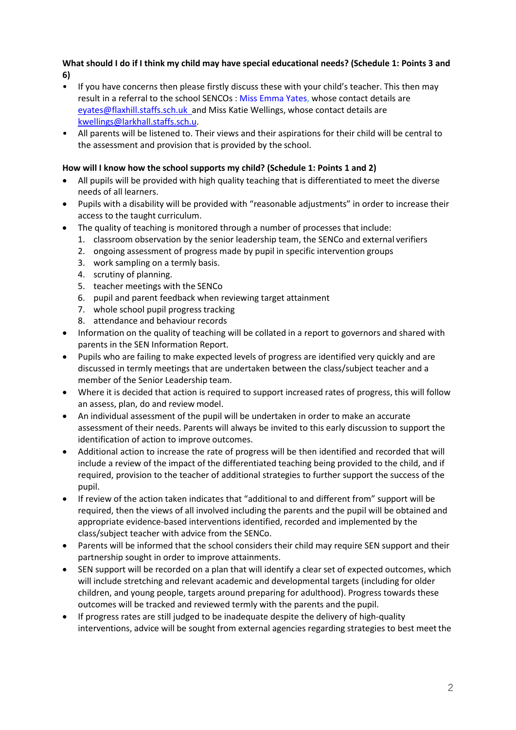**What should I do if I think my child may have special educational needs? (Schedule 1: Points 3 and 6)**

- If you have concerns then please firstly discuss these with your child's teacher. This then may result in a referral to the school SENCOs : Miss Emma Yates, whose contact details are eyates@flaxhill.staffs.sch.uk and Miss Katie Wellings, whose contact details are kwellings@larkhall.staffs.sch.u.
- All parents will be listened to. Their views and their aspirations for their child will be central to the assessment and provision that is provided by the school.

**How will I know how the school supports my child? (Schedule 1: Points 1 and 2)**

- All pupils will be provided with high quality teaching that is differentiated to meet the diverse needs of all learners.
- Pupils with a disability will be provided with "reasonable adjustments" in order to increase their access to the taught curriculum.
- The quality of teaching is monitored through a number of processes that include:
    1. classroom observation by the senior leadership team, the SENCo and external verifiers
    2. ongoing assessment of progress made by pupil in specific intervention groups
    3. work sampling on a termly basis.
    4. scrutiny of planning.
    5. teacher meetings with the SENCo
    6. pupil and parent feedback when reviewing target attainment
    7. whole school pupil progress tracking
    8. attendance and behaviour records
- Information on the quality of teaching will be collated in a report to governors and shared with parents in the SEN Information Report.
- Pupils who are failing to make expected levels of progress are identified very quickly and are discussed in termly meetings that are undertaken between the class/subject teacher and a member of the Senior Leadership team.
- Where it is decided that action is required to support increased rates of progress, this will follow an assess, plan, do and review model.
- An individual assessment of the pupil will be undertaken in order to make an accurate assessment of their needs. Parents will always be invited to this early discussion to support the identification of action to improve outcomes.
- Additional action to increase the rate of progress will be then identified and recorded that will include a review of the impact of the differentiated teaching being provided to the child, and if required, provision to the teacher of additional strategies to further support the success of the pupil.
- If review of the action taken indicates that "additional to and different from" support will be required, then the views of all involved including the parents and the pupil will be obtained and appropriate evidence-based interventions identified, recorded and implemented by the class/subject teacher with advice from the SENCo.
- Parents will be informed that the school considers their child may require SEN support and their partnership sought in order to improve attainments.
- SEN support will be recorded on a plan that will identify a clear set of expected outcomes, which will include stretching and relevant academic and developmental targets (including for older children, and young people, targets around preparing for adulthood). Progress towards these outcomes will be tracked and reviewed termly with the parents and the pupil.
- If progress rates are still judged to be inadequate despite the delivery of high-quality interventions, advice will be sought from external agencies regarding strategies to best meet the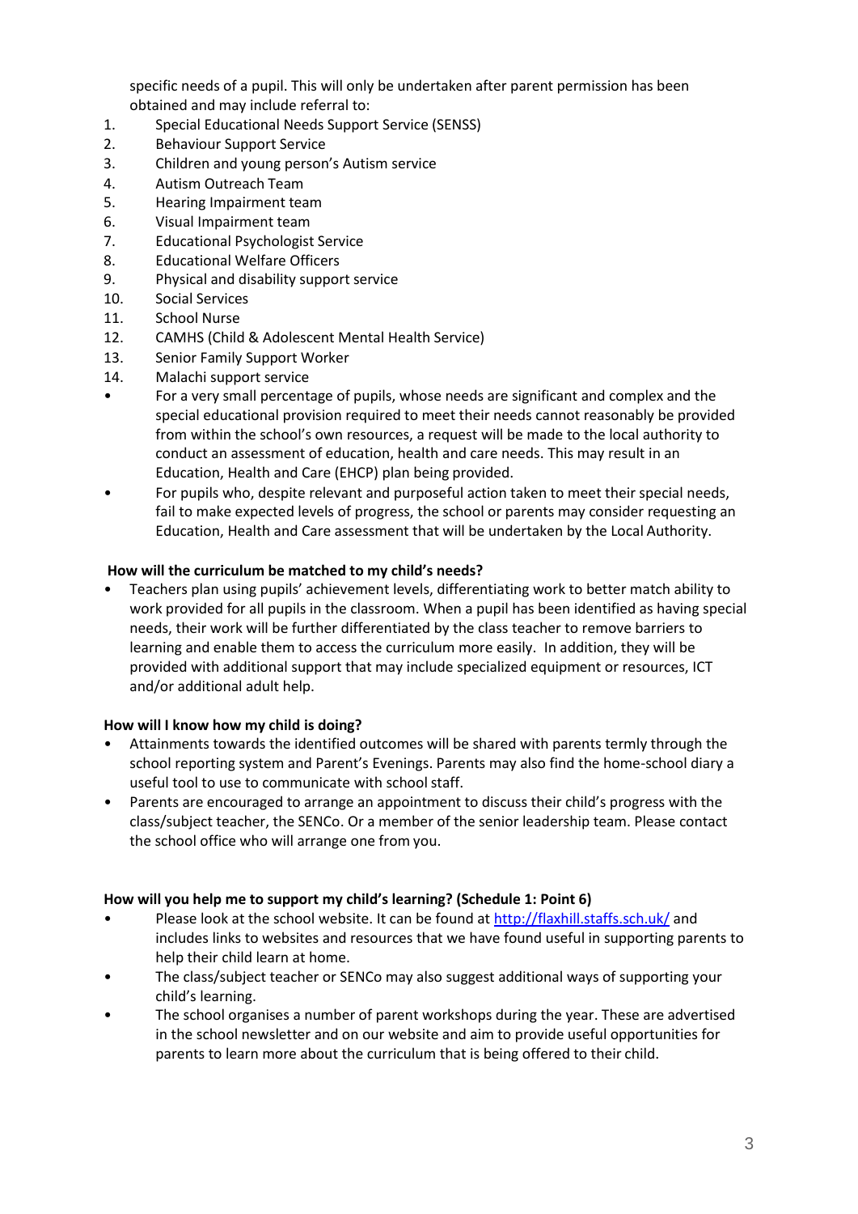specific needs of a pupil. This will only be undertaken after parent permission has been obtained and may include referral to:

1. Special Educational Needs Support Service (SENSS)
2. Behaviour Support Service
3. Children and young person's Autism service
4. Autism Outreach Team
5. Hearing Impairment team
6. Visual Impairment team
7. Educational Psychologist Service
8. Educational Welfare Officers
9. Physical and disability support service
10. Social Services
11. School Nurse
12. CAMHS (Child & Adolescent Mental Health Service)
13. Senior Family Support Worker
14. Malachi support service

- For a very small percentage of pupils, whose needs are significant and complex and the special educational provision required to meet their needs cannot reasonably be provided from within the school's own resources, a request will be made to the local authority to conduct an assessment of education, health and care needs. This may result in an Education, Health and Care (EHCP) plan being provided.
- For pupils who, despite relevant and purposeful action taken to meet their special needs, fail to make expected levels of progress, the school or parents may consider requesting an Education, Health and Care assessment that will be undertaken by the Local Authority.

**How will the curriculum be matched to my child's needs?**

- Teachers plan using pupils' achievement levels, differentiating work to better match ability to work provided for all pupils in the classroom. When a pupil has been identified as having special needs, their work will be further differentiated by the class teacher to remove barriers to learning and enable them to access the curriculum more easily. In addition, they will be provided with additional support that may include specialized equipment or resources, ICT and/or additional adult help.

**How will I know how my child is doing?**

- Attainments towards the identified outcomes will be shared with parents termly through the school reporting system and Parent's Evenings. Parents may also find the home-school diary a useful tool to use to communicate with school staff.
- Parents are encouraged to arrange an appointment to discuss their child's progress with the class/subject teacher, the SENCo. Or a member of the senior leadership team. Please contact the school office who will arrange one from you.

**How will you help me to support my child's learning? (Schedule 1: Point 6)**

- Please look at the school website. It can be found at [http://flaxhill.staffs.sch.uk/](http://flaxhill.staffs.sch.uk/) and includes links to websites and resources that we have found useful in supporting parents to help their child learn at home.
- The class/subject teacher or SENCo may also suggest additional ways of supporting your child's learning.
- The school organises a number of parent workshops during the year. These are advertised in the school newsletter and on our website and aim to provide useful opportunities for parents to learn more about the curriculum that is being offered to their child.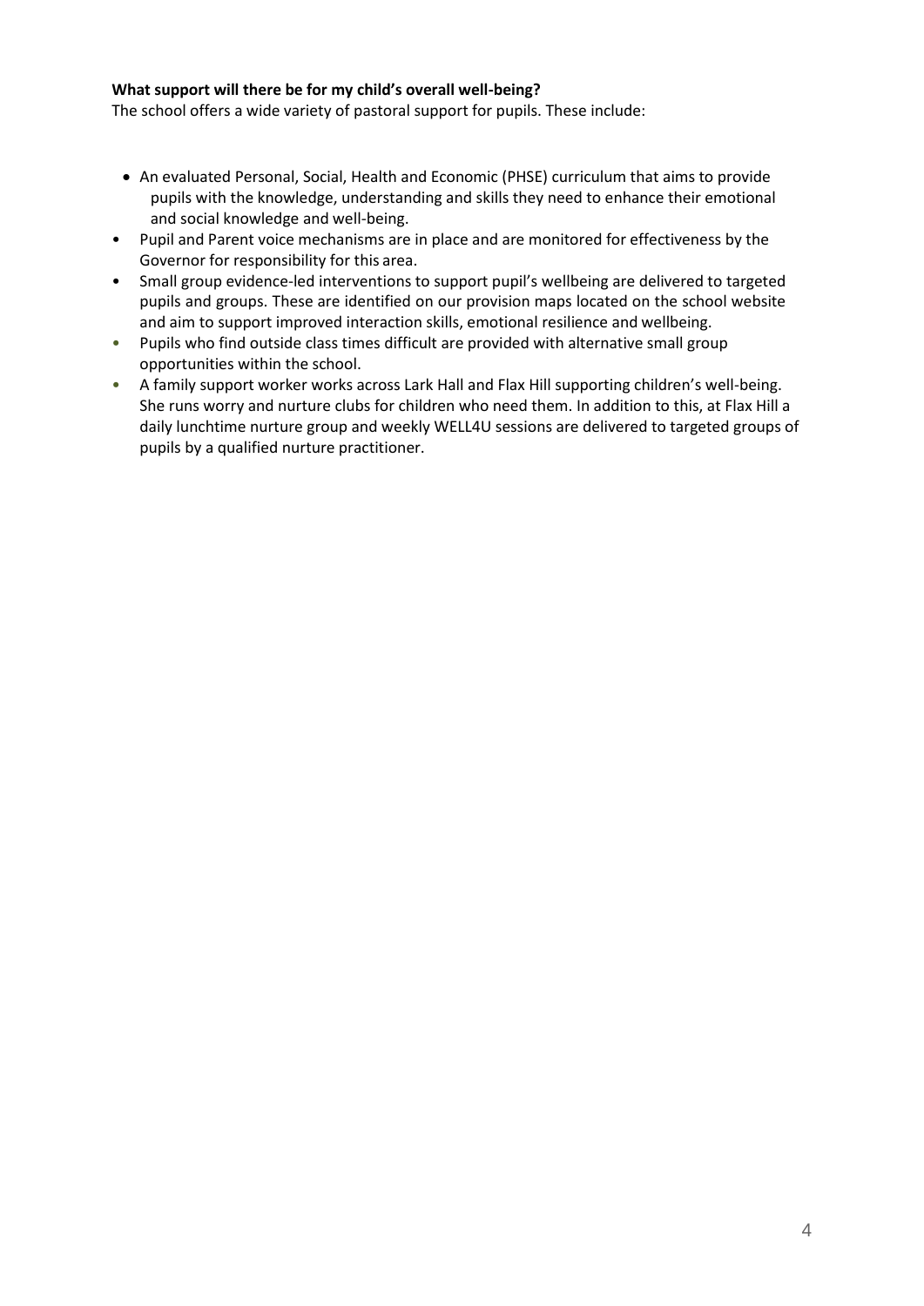**What support will there be for my child's overall well-being?**

The school offers a wide variety of pastoral support for pupils. These include:

- An evaluated Personal, Social, Health and Economic (PHSE) curriculum that aims to provide pupils with the knowledge, understanding and skills they need to enhance their emotional and social knowledge and well-being.
- Pupil and Parent voice mechanisms are in place and are monitored for effectiveness by the Governor for responsibility for this area.
- Small group evidence-led interventions to support pupil's wellbeing are delivered to targeted pupils and groups. These are identified on our provision maps located on the school website and aim to support improved interaction skills, emotional resilience and wellbeing.
- Pupils who find outside class times difficult are provided with alternative small group opportunities within the school.
- A family support worker works across Lark Hall and Flax Hill supporting children's well-being. She runs worry and nurture clubs for children who need them. In addition to this, at Flax Hill a daily lunchtime nurture group and weekly WELL4U sessions are delivered to targeted groups of pupils by a qualified nurture practitioner.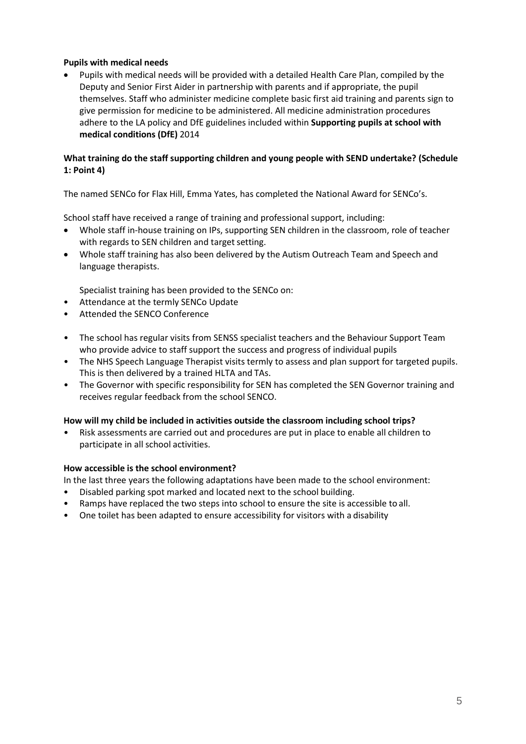**Pupils with medical needs**

- Pupils with medical needs will be provided with a detailed Health Care Plan, compiled by the Deputy and Senior First Aider in partnership with parents and if appropriate, the pupil themselves. Staff who administer medicine complete basic first aid training and parents sign to give permission for medicine to be administered. All medicine administration procedures adhere to the LA policy and DfE guidelines included within **Supporting pupils at school with medical conditions (DfE)** 2014

**What training do the staff supporting children and young people with SEND undertake? (Schedule 1: Point 4)**

The named SENCo for Flax Hill, Emma Yates, has completed the National Award for SENCo's.

School staff have received a range of training and professional support, including:

- Whole staff in-house training on IPs, supporting SEN children in the classroom, role of teacher with regards to SEN children and target setting.
- Whole staff training has also been delivered by the Autism Outreach Team and Speech and language therapists.

Specialist training has been provided to the SENCo on:

- Attendance at the termly SENCo Update
- Attended the SENCO Conference

- The school has regular visits from SENSS specialist teachers and the Behaviour Support Team who provide advice to staff support the success and progress of individual pupils
- The NHS Speech Language Therapist visits termly to assess and plan support for targeted pupils. This is then delivered by a trained HLTA and TAs.
- The Governor with specific responsibility for SEN has completed the SEN Governor training and receives regular feedback from the school SENCO.

**How will my child be included in activities outside the classroom including school trips?**

- Risk assessments are carried out and procedures are put in place to enable all children to participate in all school activities.

**How accessible is the school environment?**

In the last three years the following adaptations have been made to the school environment:

- Disabled parking spot marked and located next to the school building.
- Ramps have replaced the two steps into school to ensure the site is accessible to all.
- One toilet has been adapted to ensure accessibility for visitors with a disability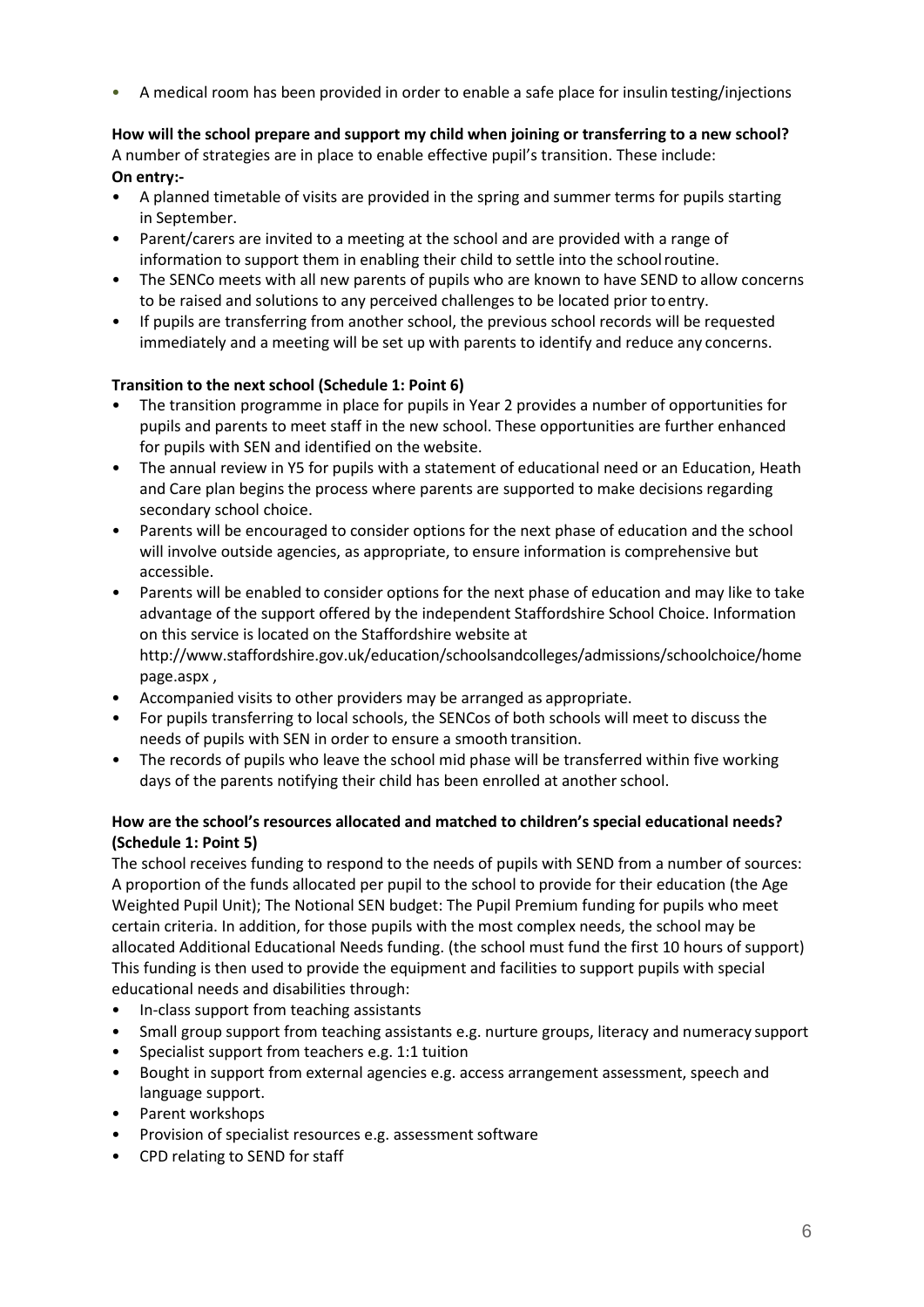- A medical room has been provided in order to enable a safe place for insulin testing/injections

**How will the school prepare and support my child when joining or transferring to a new school?**

A number of strategies are in place to enable effective pupil's transition. These include:

**On entry:-**

- A planned timetable of visits are provided in the spring and summer terms for pupils starting in September.
- Parent/carers are invited to a meeting at the school and are provided with a range of information to support them in enabling their child to settle into the school routine.
- The SENCo meets with all new parents of pupils who are known to have SEND to allow concerns to be raised and solutions to any perceived challenges to be located prior to entry.
- If pupils are transferring from another school, the previous school records will be requested immediately and a meeting will be set up with parents to identify and reduce any concerns.

**Transition to the next school (Schedule 1: Point 6)**

- The transition programme in place for pupils in Year 2 provides a number of opportunities for pupils and parents to meet staff in the new school. These opportunities are further enhanced for pupils with SEN and identified on the website.
- The annual review in Y5 for pupils with a statement of educational need or an Education, Heath and Care plan begins the process where parents are supported to make decisions regarding secondary school choice.
- Parents will be encouraged to consider options for the next phase of education and the school will involve outside agencies, as appropriate, to ensure information is comprehensive but accessible.
- Parents will be enabled to consider options for the next phase of education and may like to take advantage of the support offered by the independent Staffordshire School Choice. Information on this service is located on the Staffordshire website at http://www.staffordshire.gov.uk/education/schoolsandcolleges/admissions/schoolchoice/homepage.aspx ,
- Accompanied visits to other providers may be arranged as appropriate.
- For pupils transferring to local schools, the SENCos of both schools will meet to discuss the needs of pupils with SEN in order to ensure a smooth transition.
- The records of pupils who leave the school mid phase will be transferred within five working days of the parents notifying their child has been enrolled at another school.

**How are the school's resources allocated and matched to children's special educational needs? (Schedule 1: Point 5)**

The school receives funding to respond to the needs of pupils with SEND from a number of sources: A proportion of the funds allocated per pupil to the school to provide for their education (the Age Weighted Pupil Unit); The Notional SEN budget: The Pupil Premium funding for pupils who meet certain criteria. In addition, for those pupils with the most complex needs, the school may be allocated Additional Educational Needs funding. (the school must fund the first 10 hours of support) This funding is then used to provide the equipment and facilities to support pupils with special educational needs and disabilities through:

- In-class support from teaching assistants
- Small group support from teaching assistants e.g. nurture groups, literacy and numeracy support
- Specialist support from teachers e.g. 1:1 tuition
- Bought in support from external agencies e.g. access arrangement assessment, speech and language support.
- Parent workshops
- Provision of specialist resources e.g. assessment software
- CPD relating to SEND for staff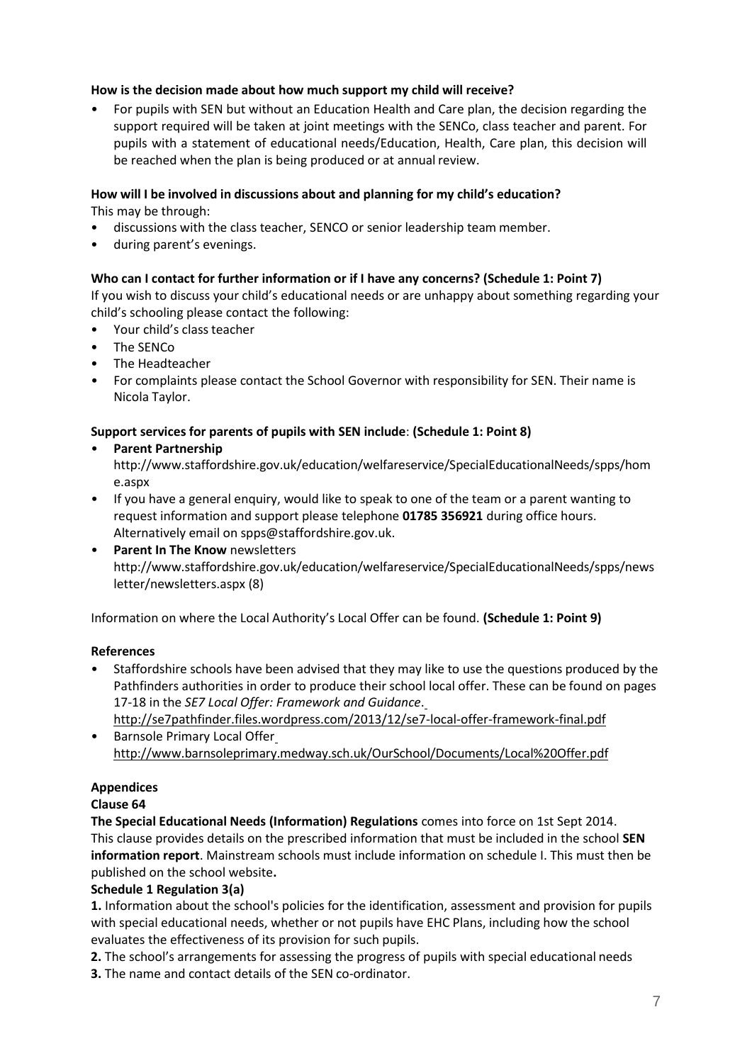**How is the decision made about how much support my child will receive?**

- For pupils with SEN but without an Education Health and Care plan, the decision regarding the support required will be taken at joint meetings with the SENCo, class teacher and parent. For pupils with a statement of educational needs/Education, Health, Care plan, this decision will be reached when the plan is being produced or at annual review.

**How will I be involved in discussions about and planning for my child's education?**

This may be through:

- discussions with the class teacher, SENCO or senior leadership team member.
- during parent's evenings.

**Who can I contact for further information or if I have any concerns? (Schedule 1: Point 7)**

If you wish to discuss your child's educational needs or are unhappy about something regarding your child's schooling please contact the following:

- Your child's class teacher
- The SENCo
- The Headteacher
- For complaints please contact the School Governor with responsibility for SEN. Their name is Nicola Taylor.

**Support services for parents of pupils with SEN include**: **(Schedule 1: Point 8)**

- **Parent Partnership**
  http://www.staffordshire.gov.uk/education/welfareservice/SpecialEducationalNeeds/spps/home.aspx
- If you have a general enquiry, would like to speak to one of the team or a parent wanting to request information and support please telephone **01785 356921** during office hours. Alternatively email on spps@staffordshire.gov.uk.
- **Parent In The Know** newsletters
  http://www.staffordshire.gov.uk/education/welfareservice/SpecialEducationalNeeds/spps/newsletter/newsletters.aspx (8)

Information on where the Local Authority's Local Offer can be found. **(Schedule 1: Point 9)**

**References**

- Staffordshire schools have been advised that they may like to use the questions produced by the Pathfinders authorities in order to produce their school local offer. These can be found on pages 17-18 in the *SE7 Local Offer: Framework and Guidance*.
  http://se7pathfinder.files.wordpress.com/2013/12/se7-local-offer-framework-final.pdf
- Barnsole Primary Local Offer
  http://www.barnsoleprimary.medway.sch.uk/OurSchool/Documents/Local%20Offer.pdf

**Appendices**

**Clause 64**

**The Special Educational Needs (Information) Regulations** comes into force on 1st Sept 2014. This clause provides details on the prescribed information that must be included in the school **SEN information report**. Mainstream schools must include information on schedule I. This must then be published on the school website**.**

**Schedule 1 Regulation 3(a)**

**1.** Information about the school's policies for the identification, assessment and provision for pupils with special educational needs, whether or not pupils have EHC Plans, including how the school evaluates the effectiveness of its provision for such pupils.

**2.** The school's arrangements for assessing the progress of pupils with special educational needs

**3.** The name and contact details of the SEN co-ordinator.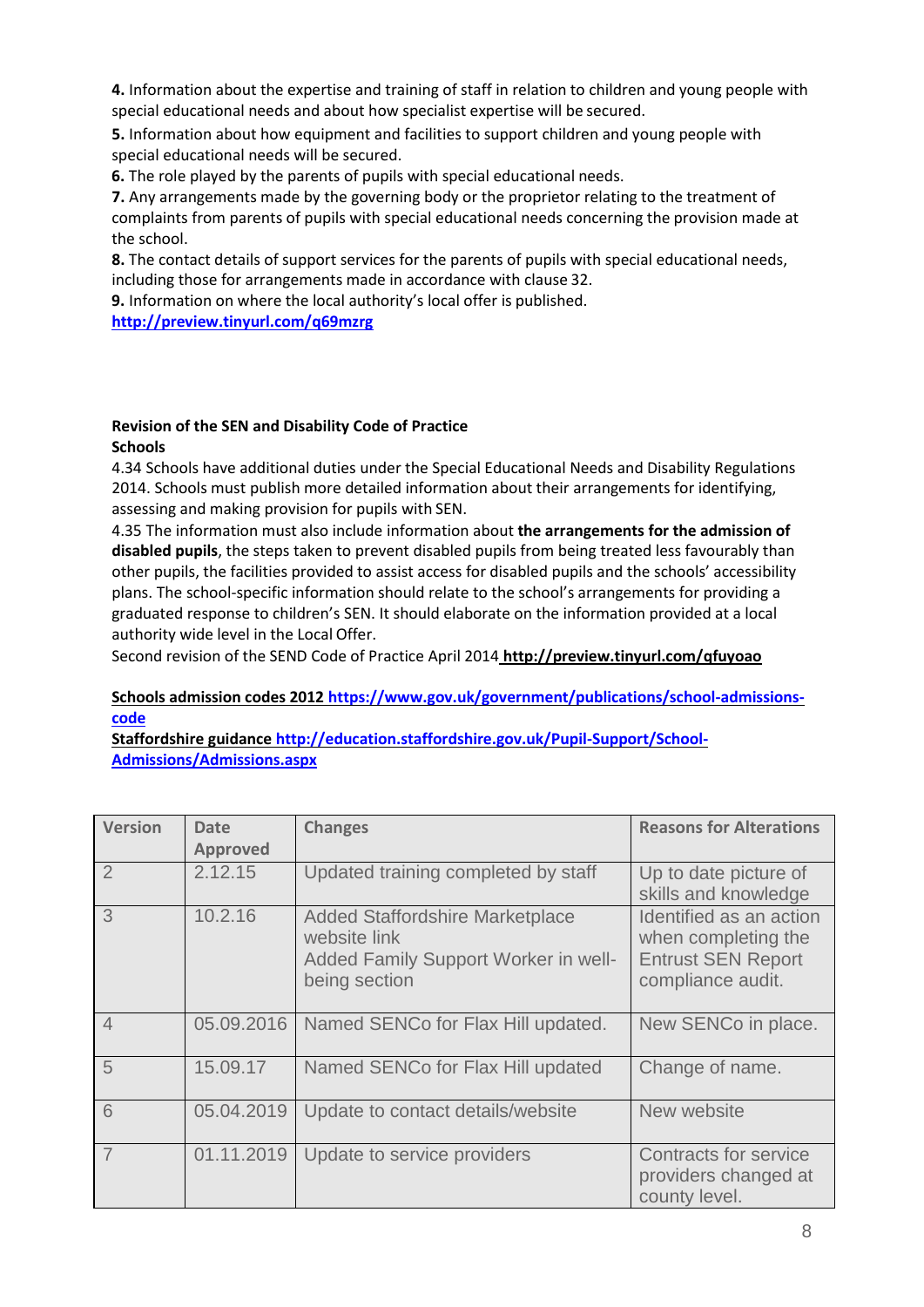**4.** Information about the expertise and training of staff in relation to children and young people with special educational needs and about how specialist expertise will be secured.

**5.** Information about how equipment and facilities to support children and young people with special educational needs will be secured.

**6.** The role played by the parents of pupils with special educational needs.

**7.** Any arrangements made by the governing body or the proprietor relating to the treatment of complaints from parents of pupils with special educational needs concerning the provision made at the school.

**8.** The contact details of support services for the parents of pupils with special educational needs, including those for arrangements made in accordance with clause 32.

**9.** Information on where the local authority's local offer is published.

**http://preview.tinyurl.com/q69mzrg**

**Revision of the SEN and Disability Code of Practice**

**Schools**

4.34 Schools have additional duties under the Special Educational Needs and Disability Regulations 2014. Schools must publish more detailed information about their arrangements for identifying, assessing and making provision for pupils with SEN.

4.35 The information must also include information about **the arrangements for the admission of disabled pupils**, the steps taken to prevent disabled pupils from being treated less favourably than other pupils, the facilities provided to assist access for disabled pupils and the schools' accessibility plans. The school-specific information should relate to the school's arrangements for providing a graduated response to children's SEN. It should elaborate on the information provided at a local authority wide level in the Local Offer.

Second revision of the SEND Code of Practice April 2014 **http://preview.tinyurl.com/qfuyoao**

**Schools admission codes 2012 https://www.gov.uk/government/publications/school-admissions-code**

**Staffordshire guidance http://education.staffordshire.gov.uk/Pupil-Support/School-Admissions/Admissions.aspx**

| Version | Date Approved | Changes | Reasons for Alterations |
|---|---|---|---|
| 2 | 2.12.15 | Updated training completed by staff | Up to date picture of skills and knowledge |
| 3 | 10.2.16 | Added Staffordshire Marketplace website link<br>Added Family Support Worker in well-being section | Identified as an action when completing the Entrust SEN Report compliance audit. |
| 4 | 05.09.2016 | Named SENCo for Flax Hill updated. | New SENCo in place. |
| 5 | 15.09.17 | Named SENCo for Flax Hill updated | Change of name. |
| 6 | 05.04.2019 | Update to contact details/website | New website |
| 7 | 01.11.2019 | Update to service providers | Contracts for service providers changed at county level. |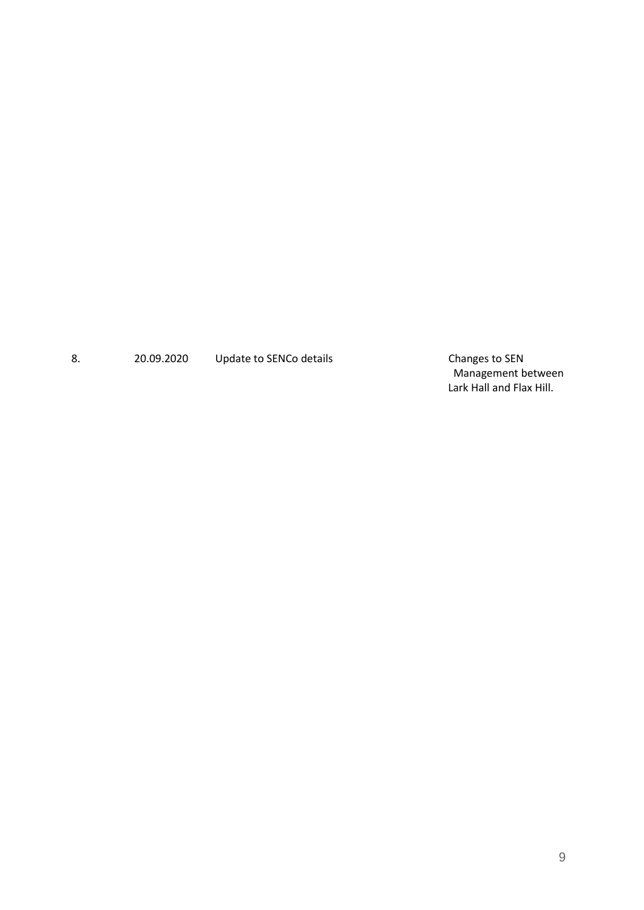| | | | |
|---|---|---|---|
| 8. | 20.09.2020 | Update to SENCo details | Changes to SEN Management between Lark Hall and Flax Hill. |